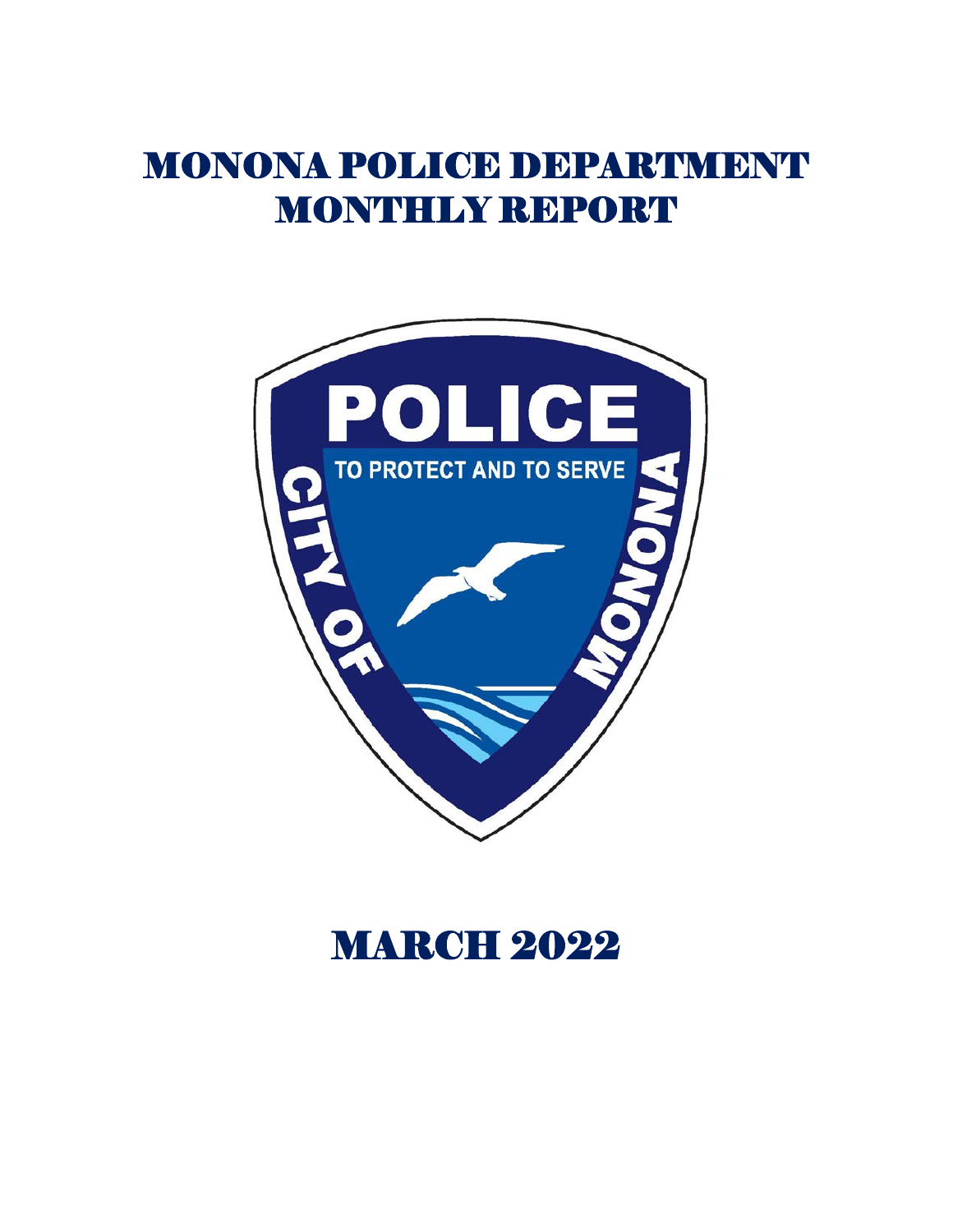# MONONA POLICE DEPARTMENT MONTHLY REPORT

# MARCH 2022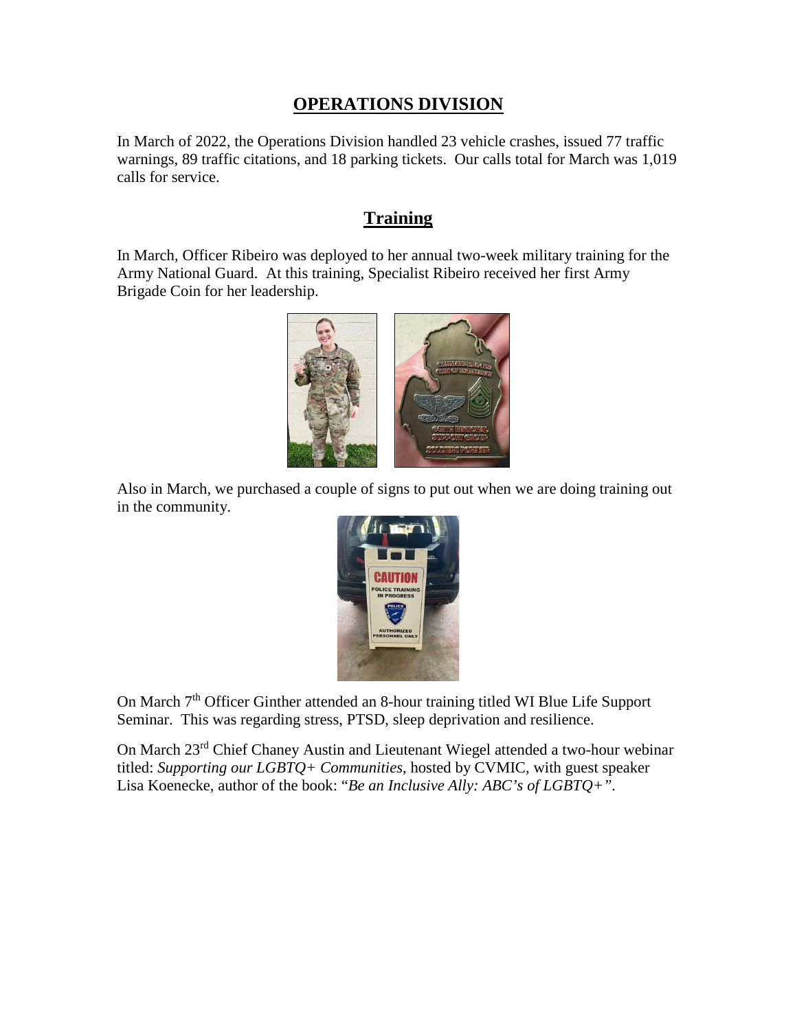## OPERATIONS DIVISION

In March of 2022, the Operations Division handled 23 vehicle crashes, issued 77 traffic warnings, 89 traffic citations, and 18 parking tickets. Our calls total for March was 1,019 calls for service.

### Training

In March, Officer Ribeiro was deployed to her annual two-week military training for the Army National Guard. At this training, Specialist Ribeiro received her first Army Brigade Coin for her leadership.

Also in March, we purchased a couple of signs to put out when we are doing training out in the community.

On March 7th Officer Ginther attended an 8-hour training titled WI Blue Life Support Seminar. This was regarding stress, PTSD, sleep deprivation and resilience.

On March 23rd Chief Chaney Austin and Lieutenant Wiegel attended a two-hour webinar titled: *Supporting our LGBTQ+ Communities,* hosted by CVMIC, with guest speaker Lisa Koenecke, author of the book: "*Be an Inclusive Ally: ABC's of LGBTQ+"*.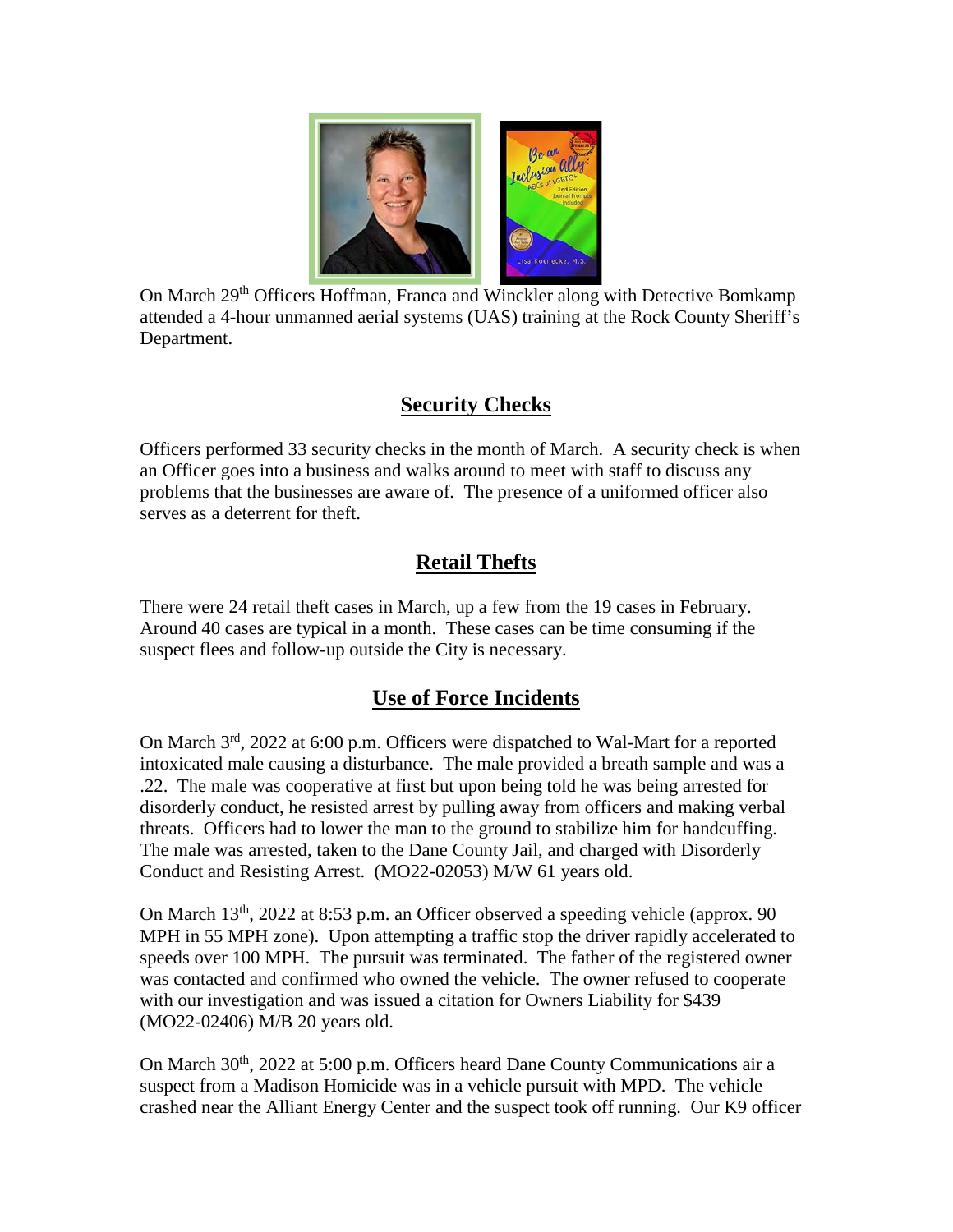On March 29th Officers Hoffman, Franca and Winckler along with Detective Bomkamp attended a 4-hour unmanned aerial systems (UAS) training at the Rock County Sheriff's Department.

## Security Checks

Officers performed 33 security checks in the month of March. A security check is when an Officer goes into a business and walks around to meet with staff to discuss any problems that the businesses are aware of. The presence of a uniformed officer also serves as a deterrent for theft.

## Retail Thefts

There were 24 retail theft cases in March, up a few from the 19 cases in February. Around 40 cases are typical in a month. These cases can be time consuming if the suspect flees and follow-up outside the City is necessary.

## Use of Force Incidents

On March 3rd, 2022 at 6:00 p.m. Officers were dispatched to Wal-Mart for a reported intoxicated male causing a disturbance. The male provided a breath sample and was a .22. The male was cooperative at first but upon being told he was being arrested for disorderly conduct, he resisted arrest by pulling away from officers and making verbal threats. Officers had to lower the man to the ground to stabilize him for handcuffing. The male was arrested, taken to the Dane County Jail, and charged with Disorderly Conduct and Resisting Arrest. (MO22-02053) M/W 61 years old.

On March 13th, 2022 at 8:53 p.m. an Officer observed a speeding vehicle (approx. 90 MPH in 55 MPH zone). Upon attempting a traffic stop the driver rapidly accelerated to speeds over 100 MPH. The pursuit was terminated. The father of the registered owner was contacted and confirmed who owned the vehicle. The owner refused to cooperate with our investigation and was issued a citation for Owners Liability for $439 (MO22-02406) M/B 20 years old.

On March 30th, 2022 at 5:00 p.m. Officers heard Dane County Communications air a suspect from a Madison Homicide was in a vehicle pursuit with MPD. The vehicle crashed near the Alliant Energy Center and the suspect took off running. Our K9 officer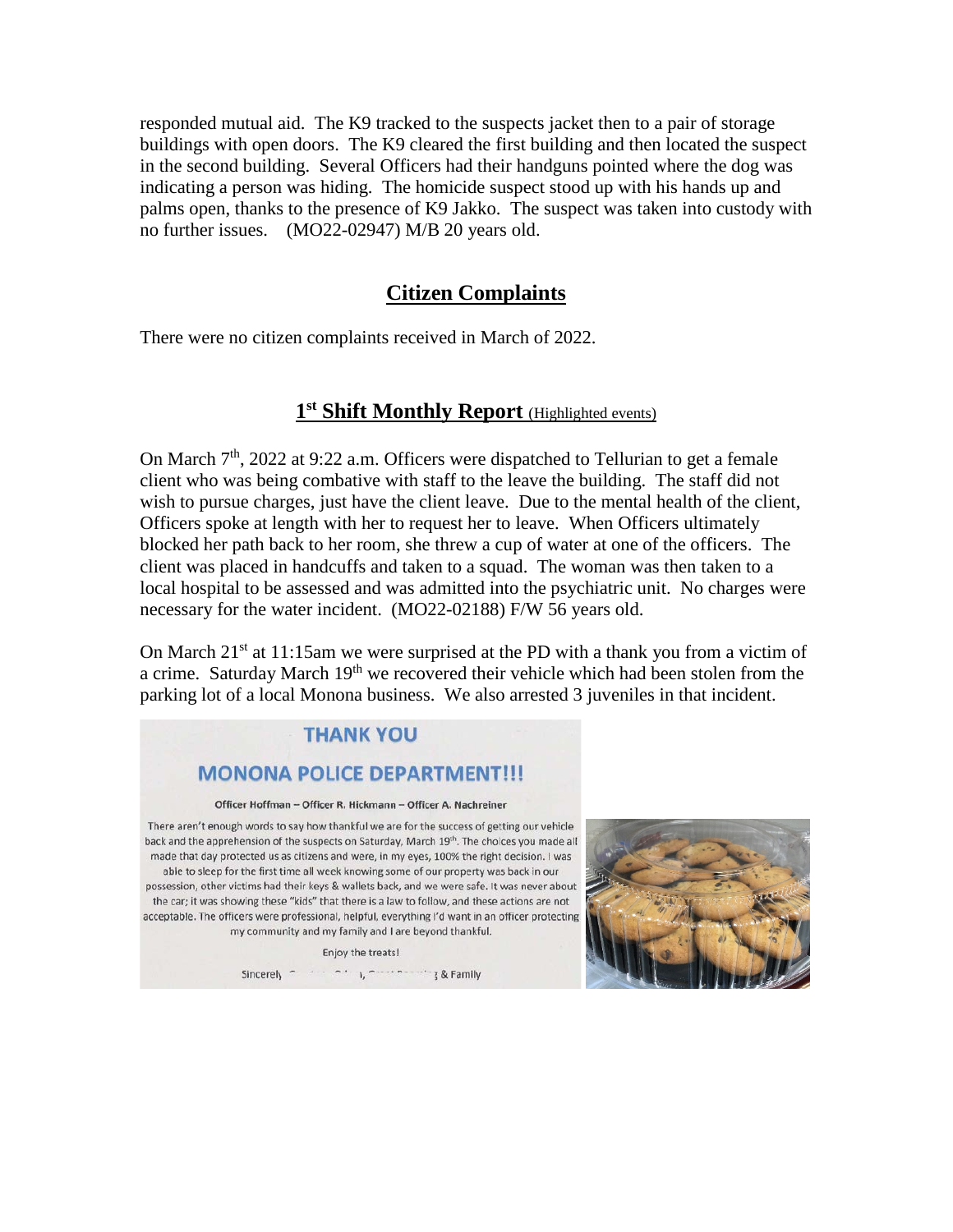responded mutual aid. The K9 tracked to the suspects jacket then to a pair of storage buildings with open doors. The K9 cleared the first building and then located the suspect in the second building. Several Officers had their handguns pointed where the dog was indicating a person was hiding. The homicide suspect stood up with his hands up and palms open, thanks to the presence of K9 Jakko. The suspect was taken into custody with no further issues. (MO22-02947) M/B 20 years old.

## Citizen Complaints

There were no citizen complaints received in March of 2022.

## 1st Shift Monthly Report (Highlighted events)

On March 7th, 2022 at 9:22 a.m. Officers were dispatched to Tellurian to get a female client who was being combative with staff to the leave the building. The staff did not wish to pursue charges, just have the client leave. Due to the mental health of the client, Officers spoke at length with her to request her to leave. When Officers ultimately blocked her path back to her room, she threw a cup of water at one of the officers. The client was placed in handcuffs and taken to a squad. The woman was then taken to a local hospital to be assessed and was admitted into the psychiatric unit. No charges were necessary for the water incident. (MO22-02188) F/W 56 years old.

On March 21st at 11:15am we were surprised at the PD with a thank you from a victim of a crime. Saturday March 19th we recovered their vehicle which had been stolen from the parking lot of a local Monona business. We also arrested 3 juveniles in that incident.

**THANK YOU**

**MONONA POLICE DEPARTMENT!!!**

Officer Hoffman – Officer R. Hickmann – Officer A. Nachreiner

There aren't enough words to say how thankful we are for the success of getting our vehicle back and the apprehension of the suspects on Saturday, March 19th. The choices you made all made that day protected us as citizens and were, in my eyes, 100% the right decision. I was able to sleep for the first time all week knowing some of our property was back in our possession, other victims had their keys & wallets back, and we were safe. It was never about the car; it was showing these "kids" that there is a law to follow, and these actions are not acceptable. The officers were professional, helpful, everything I'd want in an officer protecting my community and my family and I are beyond thankful.

Enjoy the treats!

Sincerely, [redacted] & Family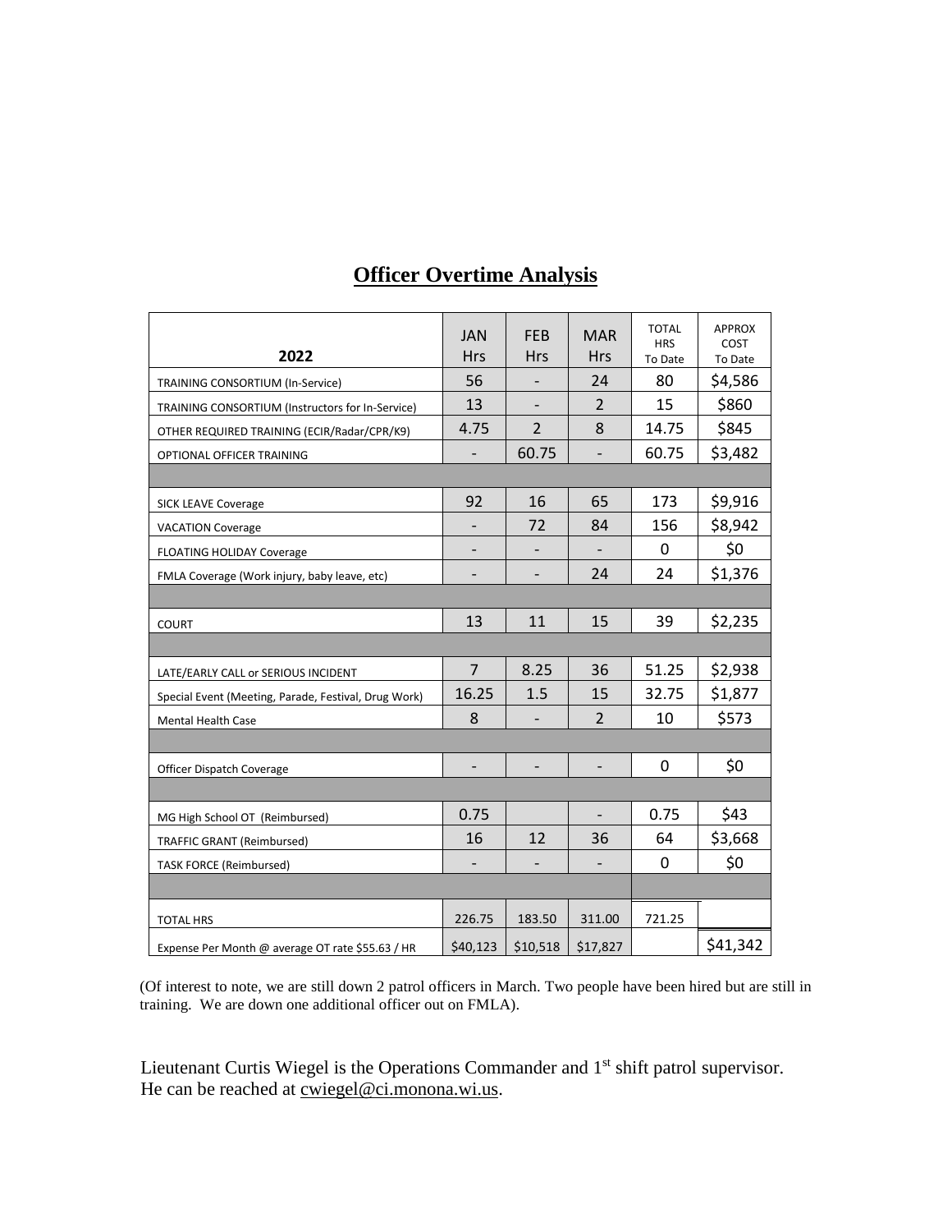## Officer Overtime Analysis

| 2022 | JAN Hrs | FEB Hrs | MAR Hrs | TOTAL HRS To Date | APPROX COST To Date |
|---|---|---|---|---|---|
| TRAINING CONSORTIUM (In-Service) | 56 | - | 24 | 80 | $4,586 |
| TRAINING CONSORTIUM (Instructors for In-Service) | 13 | - | 2 | 15 | $860 |
| OTHER REQUIRED TRAINING (ECIR/Radar/CPR/K9) | 4.75 | 2 | 8 | 14.75 | $845 |
| OPTIONAL OFFICER TRAINING | - | 60.75 | - | 60.75 | $3,482 |
| | | | | | |
| SICK LEAVE Coverage | 92 | 16 | 65 | 173 | $9,916 |
| VACATION Coverage | - | 72 | 84 | 156 | $8,942 |
| FLOATING HOLIDAY Coverage | - | - | - | 0 | $0 |
| FMLA Coverage (Work injury, baby leave, etc) | - | - | 24 | 24 | $1,376 |
| | | | | | |
| COURT | 13 | 11 | 15 | 39 | $2,235 |
| | | | | | |
| LATE/EARLY CALL or SERIOUS INCIDENT | 7 | 8.25 | 36 | 51.25 | $2,938 |
| Special Event (Meeting, Parade, Festival, Drug Work) | 16.25 | 1.5 | 15 | 32.75 | $1,877 |
| Mental Health Case | 8 | - | 2 | 10 | $573 |
| | | | | | |
| Officer Dispatch Coverage | - | - | - | 0 | $0 |
| | | | | | |
| MG High School OT (Reimbursed) | 0.75 | | - | 0.75 | $43 |
| TRAFFIC GRANT (Reimbursed) | 16 | 12 | 36 | 64 | $3,668 |
| TASK FORCE (Reimbursed) | - | - | - | 0 | $0 |
| | | | | | |
| TOTAL HRS | 226.75 | 183.50 | 311.00 | 721.25 | |
| Expense Per Month @ average OT rate $55.63 / HR | $40,123 | $10,518 | $17,827 | | $41,342 |

(Of interest to note, we are still down 2 patrol officers in March. Two people have been hired but are still in training. We are down one additional officer out on FMLA).

Lieutenant Curtis Wiegel is the Operations Commander and 1st shift patrol supervisor. He can be reached at cwiegel@ci.monona.wi.us.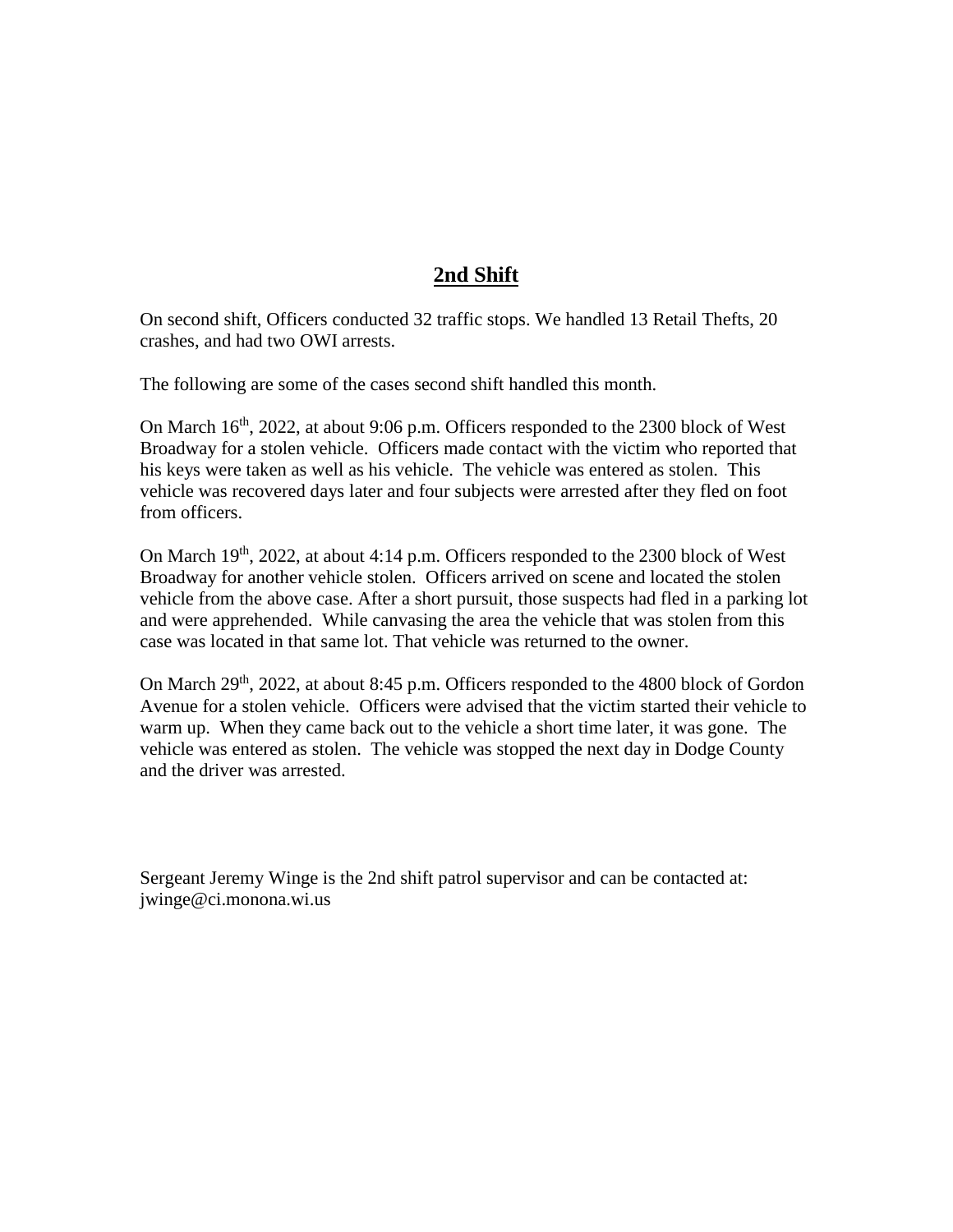## 2nd Shift

On second shift, Officers conducted 32 traffic stops. We handled 13 Retail Thefts, 20 crashes, and had two OWI arrests.

The following are some of the cases second shift handled this month.

On March 16th, 2022, at about 9:06 p.m. Officers responded to the 2300 block of West Broadway for a stolen vehicle. Officers made contact with the victim who reported that his keys were taken as well as his vehicle. The vehicle was entered as stolen. This vehicle was recovered days later and four subjects were arrested after they fled on foot from officers.

On March 19th, 2022, at about 4:14 p.m. Officers responded to the 2300 block of West Broadway for another vehicle stolen. Officers arrived on scene and located the stolen vehicle from the above case. After a short pursuit, those suspects had fled in a parking lot and were apprehended. While canvasing the area the vehicle that was stolen from this case was located in that same lot. That vehicle was returned to the owner.

On March 29th, 2022, at about 8:45 p.m. Officers responded to the 4800 block of Gordon Avenue for a stolen vehicle. Officers were advised that the victim started their vehicle to warm up. When they came back out to the vehicle a short time later, it was gone. The vehicle was entered as stolen. The vehicle was stopped the next day in Dodge County and the driver was arrested.

Sergeant Jeremy Winge is the 2nd shift patrol supervisor and can be contacted at: jwinge@ci.monona.wi.us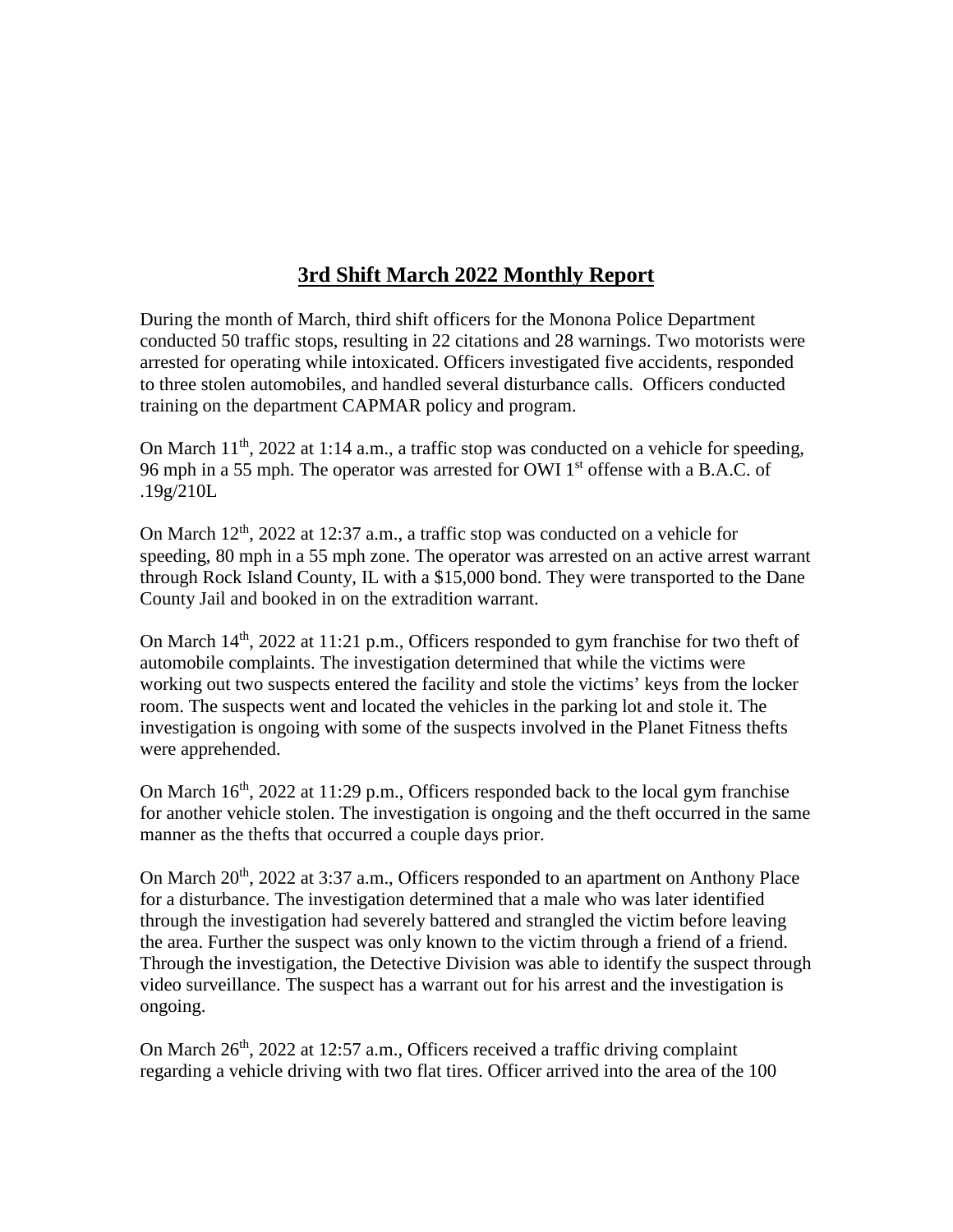## **3rd Shift March 2022 Monthly Report**

During the month of March, third shift officers for the Monona Police Department conducted 50 traffic stops, resulting in 22 citations and 28 warnings. Two motorists were arrested for operating while intoxicated. Officers investigated five accidents, responded to three stolen automobiles, and handled several disturbance calls. Officers conducted training on the department CAPMAR policy and program.

On March 11th, 2022 at 1:14 a.m., a traffic stop was conducted on a vehicle for speeding, 96 mph in a 55 mph. The operator was arrested for OWI 1st offense with a B.A.C. of .19g/210L

On March 12th, 2022 at 12:37 a.m., a traffic stop was conducted on a vehicle for speeding, 80 mph in a 55 mph zone. The operator was arrested on an active arrest warrant through Rock Island County, IL with a $15,000 bond. They were transported to the Dane County Jail and booked in on the extradition warrant.

On March 14th, 2022 at 11:21 p.m., Officers responded to gym franchise for two theft of automobile complaints. The investigation determined that while the victims were working out two suspects entered the facility and stole the victims' keys from the locker room. The suspects went and located the vehicles in the parking lot and stole it. The investigation is ongoing with some of the suspects involved in the Planet Fitness thefts were apprehended.

On March 16th, 2022 at 11:29 p.m., Officers responded back to the local gym franchise for another vehicle stolen. The investigation is ongoing and the theft occurred in the same manner as the thefts that occurred a couple days prior.

On March 20th, 2022 at 3:37 a.m., Officers responded to an apartment on Anthony Place for a disturbance. The investigation determined that a male who was later identified through the investigation had severely battered and strangled the victim before leaving the area. Further the suspect was only known to the victim through a friend of a friend. Through the investigation, the Detective Division was able to identify the suspect through video surveillance. The suspect has a warrant out for his arrest and the investigation is ongoing.

On March 26th, 2022 at 12:57 a.m., Officers received a traffic driving complaint regarding a vehicle driving with two flat tires. Officer arrived into the area of the 100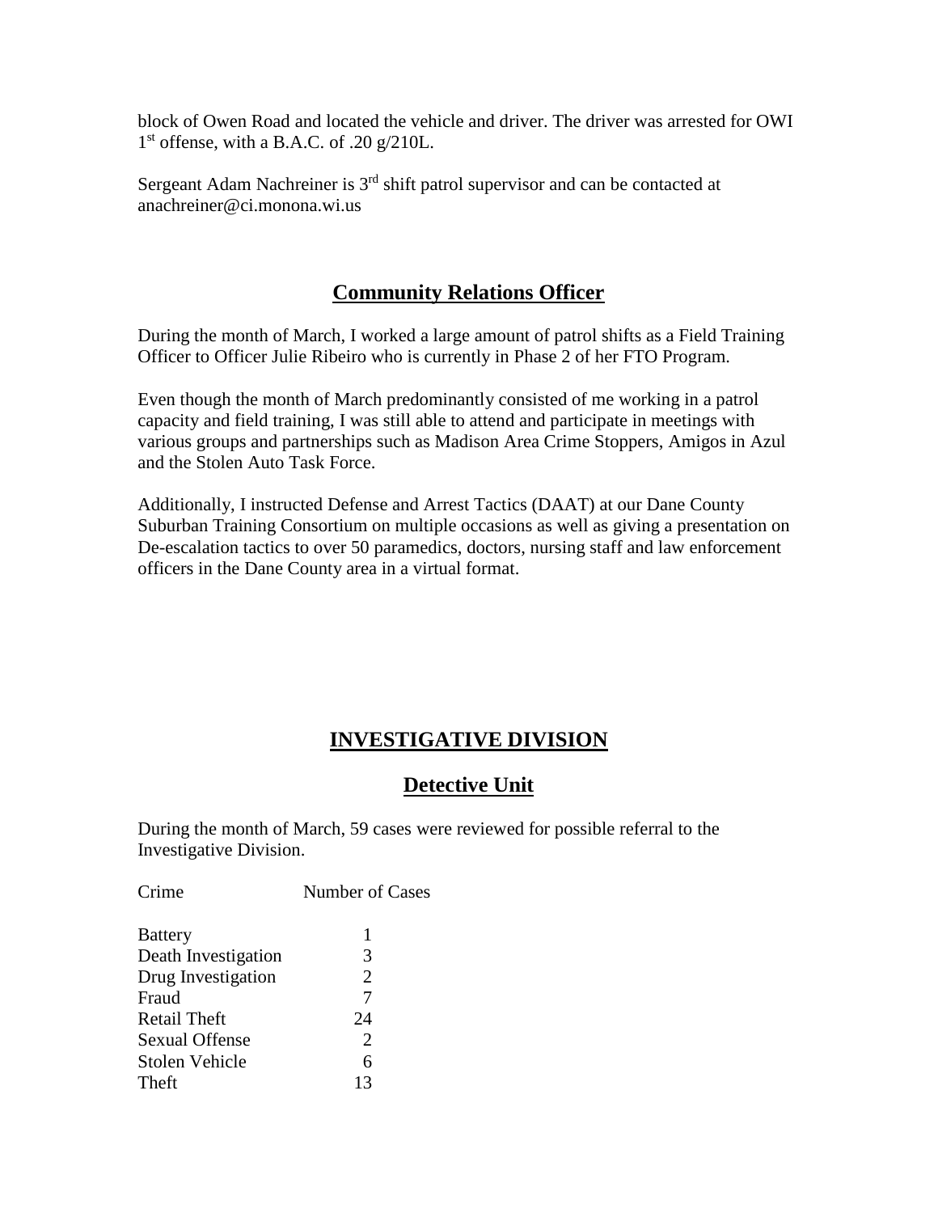block of Owen Road and located the vehicle and driver. The driver was arrested for OWI 1st offense, with a B.A.C. of .20 g/210L.

Sergeant Adam Nachreiner is 3rd shift patrol supervisor and can be contacted at anachreiner@ci.monona.wi.us

## Community Relations Officer

During the month of March, I worked a large amount of patrol shifts as a Field Training Officer to Officer Julie Ribeiro who is currently in Phase 2 of her FTO Program.

Even though the month of March predominantly consisted of me working in a patrol capacity and field training, I was still able to attend and participate in meetings with various groups and partnerships such as Madison Area Crime Stoppers, Amigos in Azul and the Stolen Auto Task Force.

Additionally, I instructed Defense and Arrest Tactics (DAAT) at our Dane County Suburban Training Consortium on multiple occasions as well as giving a presentation on De-escalation tactics to over 50 paramedics, doctors, nursing staff and law enforcement officers in the Dane County area in a virtual format.

# INVESTIGATIVE DIVISION

## Detective Unit

During the month of March, 59 cases were reviewed for possible referral to the Investigative Division.

| Crime | Number of Cases |
|---|---|
| Battery | 1 |
| Death Investigation | 3 |
| Drug Investigation | 2 |
| Fraud | 7 |
| Retail Theft | 24 |
| Sexual Offense | 2 |
| Stolen Vehicle | 6 |
| Theft | 13 |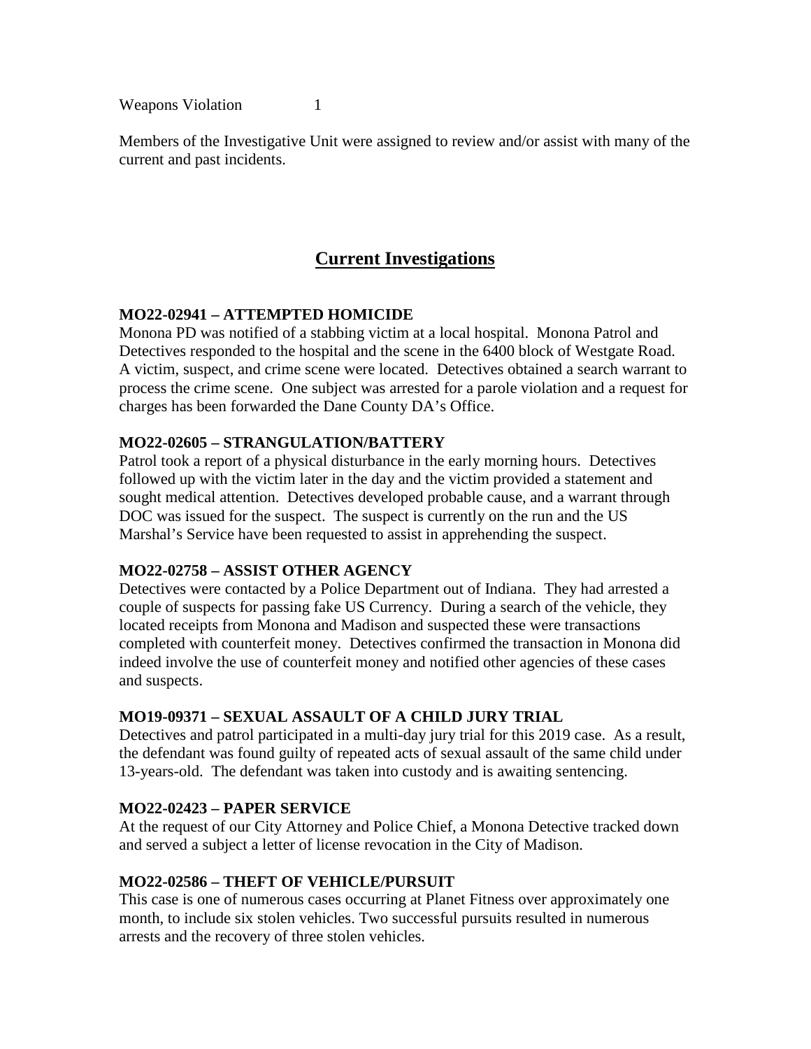| Weapons Violation | 1 |
|---|---|

Members of the Investigative Unit were assigned to review and/or assist with many of the current and past incidents.

## Current Investigations

**MO22-02941 – ATTEMPTED HOMICIDE**

Monona PD was notified of a stabbing victim at a local hospital. Monona Patrol and Detectives responded to the hospital and the scene in the 6400 block of Westgate Road. A victim, suspect, and crime scene were located. Detectives obtained a search warrant to process the crime scene. One subject was arrested for a parole violation and a request for charges has been forwarded the Dane County DA's Office.

**MO22-02605 – STRANGULATION/BATTERY**

Patrol took a report of a physical disturbance in the early morning hours. Detectives followed up with the victim later in the day and the victim provided a statement and sought medical attention. Detectives developed probable cause, and a warrant through DOC was issued for the suspect. The suspect is currently on the run and the US Marshal's Service have been requested to assist in apprehending the suspect.

**MO22-02758 – ASSIST OTHER AGENCY**

Detectives were contacted by a Police Department out of Indiana. They had arrested a couple of suspects for passing fake US Currency. During a search of the vehicle, they located receipts from Monona and Madison and suspected these were transactions completed with counterfeit money. Detectives confirmed the transaction in Monona did indeed involve the use of counterfeit money and notified other agencies of these cases and suspects.

**MO19-09371 – SEXUAL ASSAULT OF A CHILD JURY TRIAL**

Detectives and patrol participated in a multi-day jury trial for this 2019 case. As a result, the defendant was found guilty of repeated acts of sexual assault of the same child under 13-years-old. The defendant was taken into custody and is awaiting sentencing.

**MO22-02423 – PAPER SERVICE**

At the request of our City Attorney and Police Chief, a Monona Detective tracked down and served a subject a letter of license revocation in the City of Madison.

**MO22-02586 – THEFT OF VEHICLE/PURSUIT**

This case is one of numerous cases occurring at Planet Fitness over approximately one month, to include six stolen vehicles. Two successful pursuits resulted in numerous arrests and the recovery of three stolen vehicles.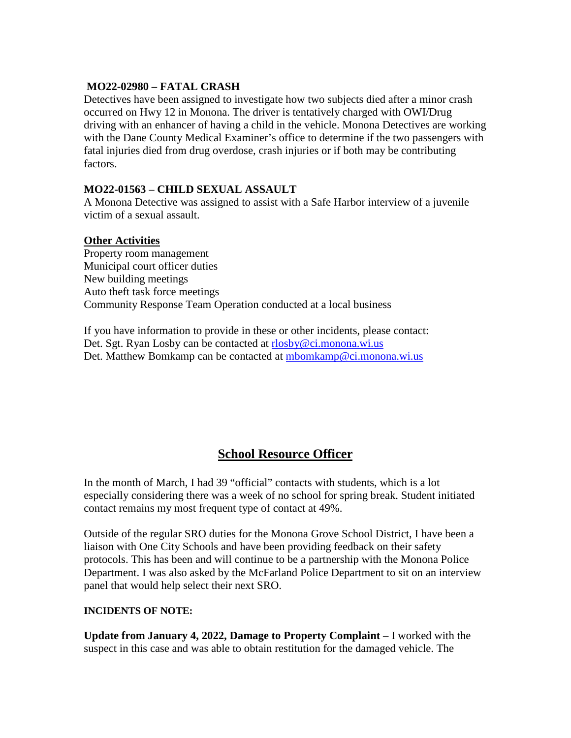**MO22-02980 – FATAL CRASH**

Detectives have been assigned to investigate how two subjects died after a minor crash occurred on Hwy 12 in Monona. The driver is tentatively charged with OWI/Drug driving with an enhancer of having a child in the vehicle. Monona Detectives are working with the Dane County Medical Examiner's office to determine if the two passengers with fatal injuries died from drug overdose, crash injuries or if both may be contributing factors.

**MO22-01563 – CHILD SEXUAL ASSAULT**

A Monona Detective was assigned to assist with a Safe Harbor interview of a juvenile victim of a sexual assault.

**Other Activities**

Property room management
Municipal court officer duties
New building meetings
Auto theft task force meetings
Community Response Team Operation conducted at a local business

If you have information to provide in these or other incidents, please contact:
Det. Sgt. Ryan Losby can be contacted at rlosby@ci.monona.wi.us
Det. Matthew Bomkamp can be contacted at mbomkamp@ci.monona.wi.us

## School Resource Officer

In the month of March, I had 39 "official" contacts with students, which is a lot especially considering there was a week of no school for spring break. Student initiated contact remains my most frequent type of contact at 49%.

Outside of the regular SRO duties for the Monona Grove School District, I have been a liaison with One City Schools and have been providing feedback on their safety protocols. This has been and will continue to be a partnership with the Monona Police Department. I was also asked by the McFarland Police Department to sit on an interview panel that would help select their next SRO.

**INCIDENTS OF NOTE:**

**Update from January 4, 2022, Damage to Property Complaint** – I worked with the suspect in this case and was able to obtain restitution for the damaged vehicle. The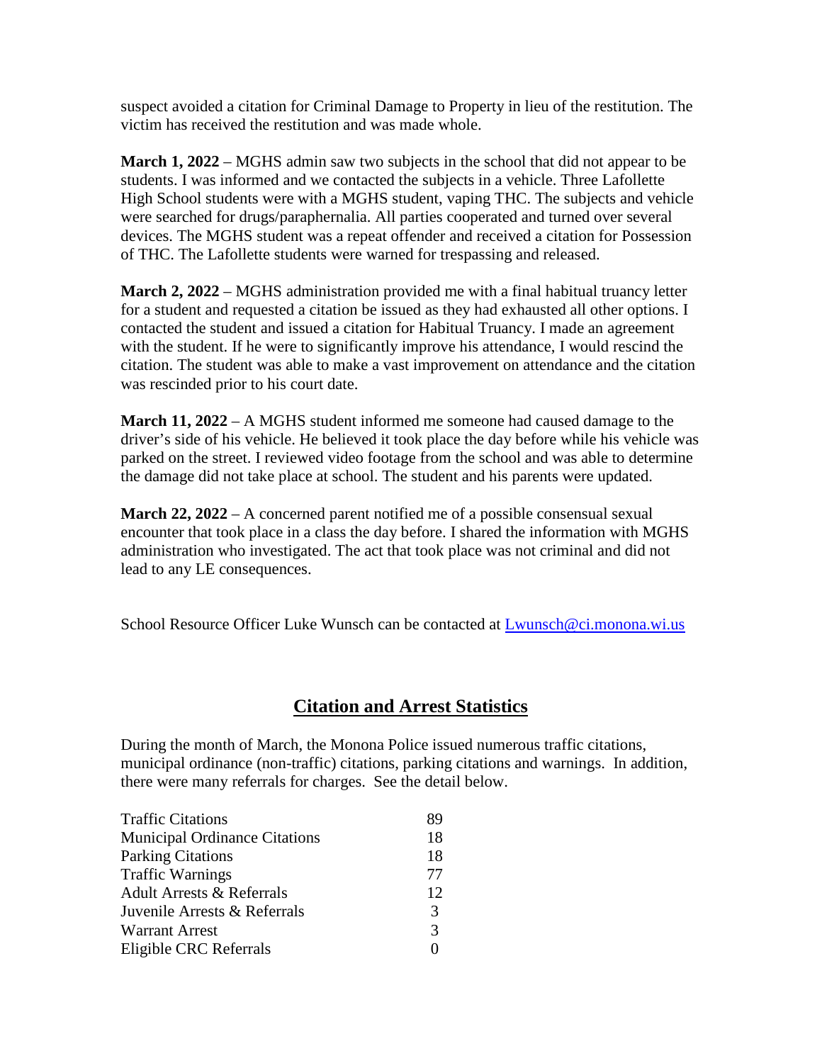suspect avoided a citation for Criminal Damage to Property in lieu of the restitution. The victim has received the restitution and was made whole.

**March 1, 2022** – MGHS admin saw two subjects in the school that did not appear to be students. I was informed and we contacted the subjects in a vehicle. Three Lafollette High School students were with a MGHS student, vaping THC. The subjects and vehicle were searched for drugs/paraphernalia. All parties cooperated and turned over several devices. The MGHS student was a repeat offender and received a citation for Possession of THC. The Lafollette students were warned for trespassing and released.

**March 2, 2022** – MGHS administration provided me with a final habitual truancy letter for a student and requested a citation be issued as they had exhausted all other options. I contacted the student and issued a citation for Habitual Truancy. I made an agreement with the student. If he were to significantly improve his attendance, I would rescind the citation. The student was able to make a vast improvement on attendance and the citation was rescinded prior to his court date.

**March 11, 2022** – A MGHS student informed me someone had caused damage to the driver's side of his vehicle. He believed it took place the day before while his vehicle was parked on the street. I reviewed video footage from the school and was able to determine the damage did not take place at school. The student and his parents were updated.

**March 22, 2022** – A concerned parent notified me of a possible consensual sexual encounter that took place in a class the day before. I shared the information with MGHS administration who investigated. The act that took place was not criminal and did not lead to any LE consequences.

School Resource Officer Luke Wunsch can be contacted at [Lwunsch@ci.monona.wi.us](mailto:Lwunsch@ci.monona.wi.us)

## Citation and Arrest Statistics

During the month of March, the Monona Police issued numerous traffic citations, municipal ordinance (non-traffic) citations, parking citations and warnings. In addition, there were many referrals for charges. See the detail below.

| Category | Count |
|---|---|
| Traffic Citations | 89 |
| Municipal Ordinance Citations | 18 |
| Parking Citations | 18 |
| Traffic Warnings | 77 |
| Adult Arrests & Referrals | 12 |
| Juvenile Arrests & Referrals | 3 |
| Warrant Arrest | 3 |
| Eligible CRC Referrals | 0 |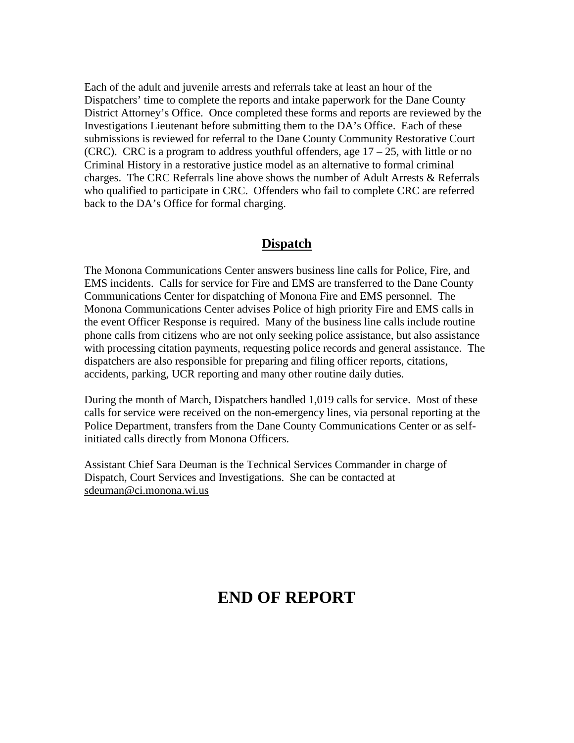Each of the adult and juvenile arrests and referrals take at least an hour of the Dispatchers' time to complete the reports and intake paperwork for the Dane County District Attorney's Office. Once completed these forms and reports are reviewed by the Investigations Lieutenant before submitting them to the DA's Office. Each of these submissions is reviewed for referral to the Dane County Community Restorative Court (CRC). CRC is a program to address youthful offenders, age 17 – 25, with little or no Criminal History in a restorative justice model as an alternative to formal criminal charges. The CRC Referrals line above shows the number of Adult Arrests & Referrals who qualified to participate in CRC. Offenders who fail to complete CRC are referred back to the DA's Office for formal charging.

## Dispatch

The Monona Communications Center answers business line calls for Police, Fire, and EMS incidents. Calls for service for Fire and EMS are transferred to the Dane County Communications Center for dispatching of Monona Fire and EMS personnel. The Monona Communications Center advises Police of high priority Fire and EMS calls in the event Officer Response is required. Many of the business line calls include routine phone calls from citizens who are not only seeking police assistance, but also assistance with processing citation payments, requesting police records and general assistance. The dispatchers are also responsible for preparing and filing officer reports, citations, accidents, parking, UCR reporting and many other routine daily duties.

During the month of March, Dispatchers handled 1,019 calls for service. Most of these calls for service were received on the non-emergency lines, via personal reporting at the Police Department, transfers from the Dane County Communications Center or as self-initiated calls directly from Monona Officers.

Assistant Chief Sara Deuman is the Technical Services Commander in charge of Dispatch, Court Services and Investigations. She can be contacted at sdeuman@ci.monona.wi.us

# END OF REPORT